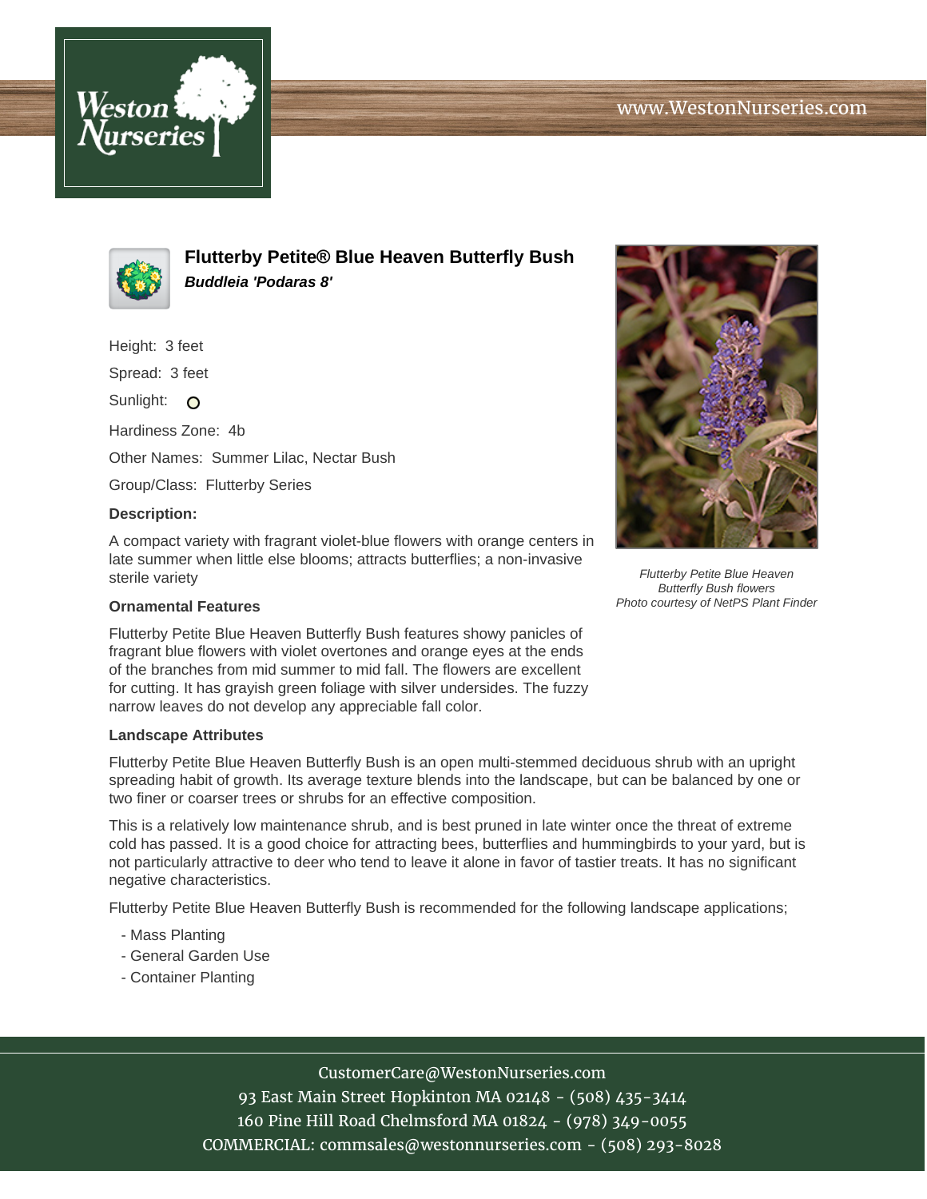# Flutterby Petite® Blue Heaven Butterfly Bush

***Buddleia 'Podaras 8'***

Height: 3 feet

Spread: 3 feet

Sunlight: O

Hardiness Zone: 4b

Other Names: Summer Lilac, Nectar Bush

Group/Class: Flutterby Series

**Description:**

A compact variety with fragrant violet-blue flowers with orange centers in late summer when little else blooms; attracts butterflies; a non-invasive sterile variety

*Flutterby Petite Blue Heaven Butterfly Bush flowers*
*Photo courtesy of NetPS Plant Finder*

**Ornamental Features**

Flutterby Petite Blue Heaven Butterfly Bush features showy panicles of fragrant blue flowers with violet overtones and orange eyes at the ends of the branches from mid summer to mid fall. The flowers are excellent for cutting. It has grayish green foliage with silver undersides. The fuzzy narrow leaves do not develop any appreciable fall color.

**Landscape Attributes**

Flutterby Petite Blue Heaven Butterfly Bush is an open multi-stemmed deciduous shrub with an upright spreading habit of growth. Its average texture blends into the landscape, but can be balanced by one or two finer or coarser trees or shrubs for an effective composition.

This is a relatively low maintenance shrub, and is best pruned in late winter once the threat of extreme cold has passed. It is a good choice for attracting bees, butterflies and hummingbirds to your yard, but is not particularly attractive to deer who tend to leave it alone in favor of tastier treats. It has no significant negative characteristics.

Flutterby Petite Blue Heaven Butterfly Bush is recommended for the following landscape applications;

- Mass Planting
- General Garden Use
- Container Planting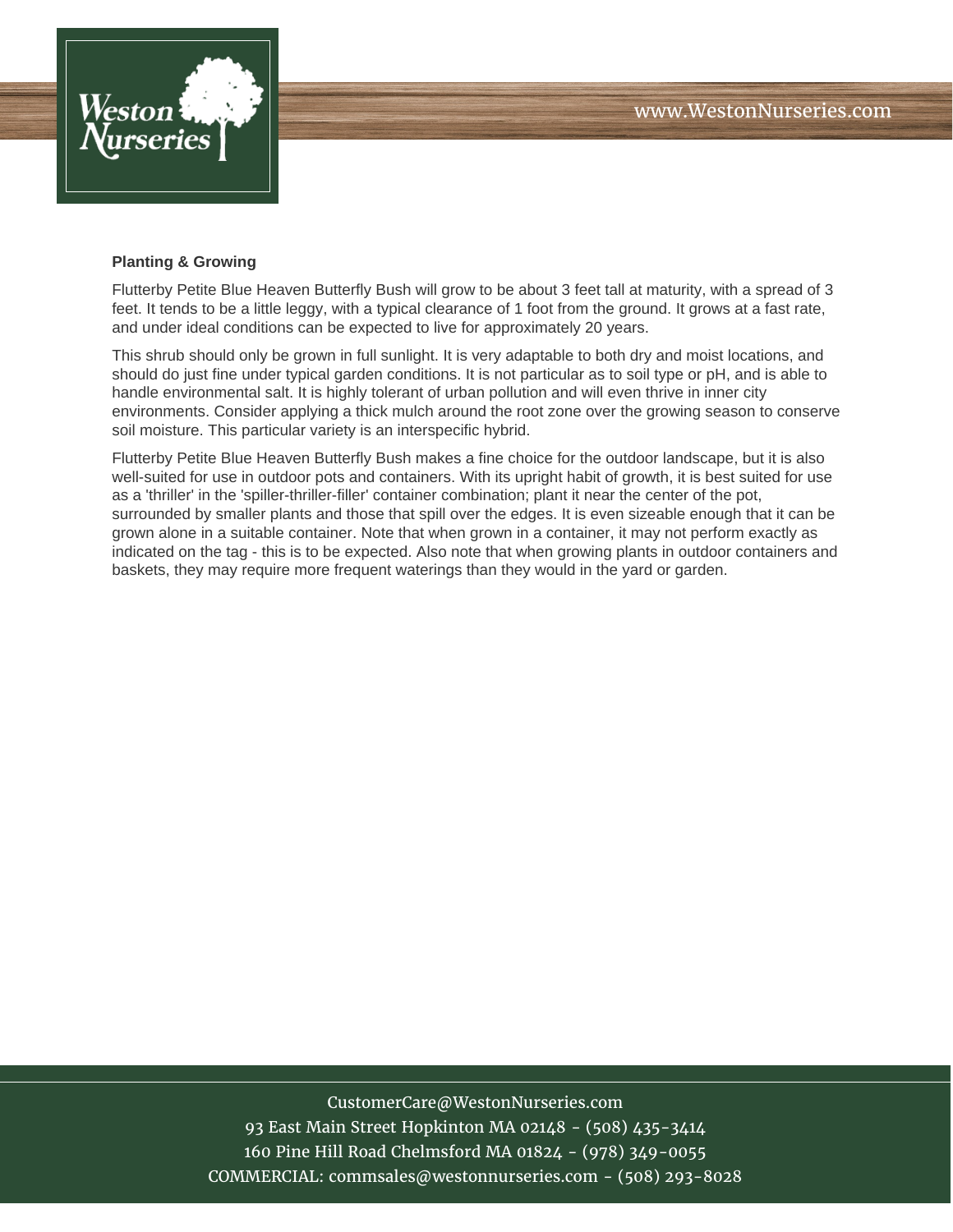**Planting & Growing**

Flutterby Petite Blue Heaven Butterfly Bush will grow to be about 3 feet tall at maturity, with a spread of 3 feet. It tends to be a little leggy, with a typical clearance of 1 foot from the ground. It grows at a fast rate, and under ideal conditions can be expected to live for approximately 20 years.

This shrub should only be grown in full sunlight. It is very adaptable to both dry and moist locations, and should do just fine under typical garden conditions. It is not particular as to soil type or pH, and is able to handle environmental salt. It is highly tolerant of urban pollution and will even thrive in inner city environments. Consider applying a thick mulch around the root zone over the growing season to conserve soil moisture. This particular variety is an interspecific hybrid.

Flutterby Petite Blue Heaven Butterfly Bush makes a fine choice for the outdoor landscape, but it is also well-suited for use in outdoor pots and containers. With its upright habit of growth, it is best suited for use as a 'thriller' in the 'spiller-thriller-filler' container combination; plant it near the center of the pot, surrounded by smaller plants and those that spill over the edges. It is even sizeable enough that it can be grown alone in a suitable container. Note that when grown in a container, it may not perform exactly as indicated on the tag - this is to be expected. Also note that when growing plants in outdoor containers and baskets, they may require more frequent waterings than they would in the yard or garden.